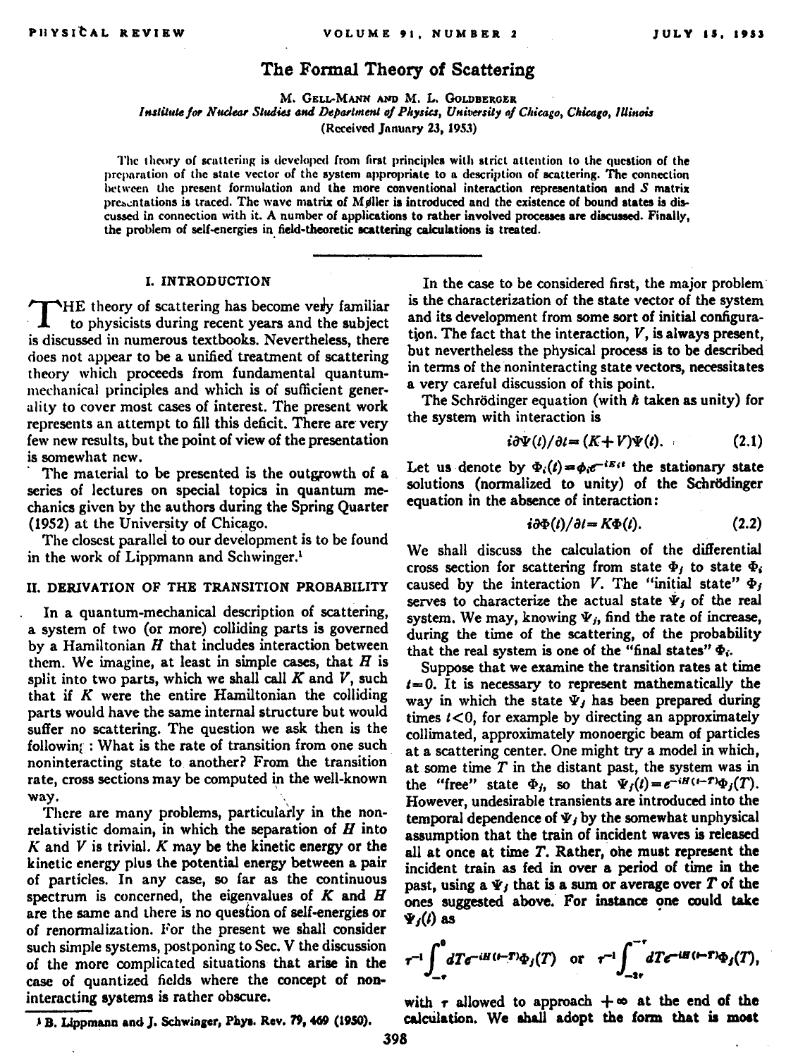# The Formal Theory of Scattering

M. GELL-MANN AND M. L. GOLDBERGER

*Institute for Nuclear Studies and Department of Physics, University of Chicago, Chicago, Illinois*

(Received January 23, 1953)

The theory of scattering is developed from first principles with strict attention to the question of the preparation of the state vector of the system appropriate to a description of scattering. The connection between the present formulation and the more conventional interaction representation and S matrix presentations is traced. The wave matrix of Møller is introduced and the existence of bound states is discussed in connection with it. A number of applications to rather involved processes are discussed. Finally, the problem of self-energies in field-theoretic scattering calculations is treated.

## I. INTRODUCTION

THE theory of scattering has become very familiar to physicists during recent years and the subject is discussed in numerous textbooks. Nevertheless, there does not appear to be a unified treatment of scattering theory which proceeds from fundamental quantum-mechanical principles and which is of sufficient generality to cover most cases of interest. The present work represents an attempt to fill this deficit. There are very few new results, but the point of view of the presentation is somewhat new.

The material to be presented is the outgrowth of a series of lectures on special topics in quantum mechanics given by the authors during the Spring Quarter (1952) at the University of Chicago.

The closest parallel to our development is to be found in the work of Lippmann and Schwinger.[1]

## II. DERIVATION OF THE TRANSITION PROBABILITY

In a quantum-mechanical description of scattering, a system of two (or more) colliding parts is governed by a Hamiltonian $H$ that includes interaction between them. We imagine, at least in simple cases, that $H$ is split into two parts, which we shall call $K$ and $V$, such that if $K$ were the entire Hamiltonian the colliding parts would have the same internal structure but would suffer no scattering. The question we ask then is the following: What is the rate of transition from one such noninteracting state to another? From the transition rate, cross sections may be computed in the well-known way.

There are many problems, particularly in the nonrelativistic domain, in which the separation of $H$ into $K$ and $V$ is trivial. $K$ may be the kinetic energy or the kinetic energy plus the potential energy between a pair of particles. In any case, so far as the continuous spectrum is concerned, the eigenvalues of $K$ and $H$ are the same and there is no question of self-energies or of renormalization. For the present we shall consider such simple systems, postponing to Sec. V the discussion of the more complicated situations that arise in the case of quantized fields where the concept of noninteracting systems is rather obscure.

In the case to be considered first, the major problem is the characterization of the state vector of the system and its development from some sort of initial configuration. The fact that the interaction, $V$, is always present, but nevertheless the physical process is to be described in terms of the noninteracting state vectors, necessitates a very careful discussion of this point.

The Schrödinger equation (with $\hbar$ taken as unity) for the system with interaction is

$$i\partial\Psi(t)/\partial t = (K+V)\Psi(t). \tag{2.1}$$

Let us denote by $\Phi_i(t)=\phi_i e^{-iE_i t}$ the stationary state solutions (normalized to unity) of the Schrödinger equation in the absence of interaction:

$$i\partial\Phi(t)/\partial t = K\Phi(t). \tag{2.2}$$

We shall discuss the calculation of the differential cross section for scattering from state $\Phi_f$ to state $\Phi_i$ caused by the interaction $V$. The "initial state" $\Phi_f$ serves to characterize the actual state $\Psi_f$ of the real system. We may, knowing $\Psi_f$, find the rate of increase, during the time of the scattering, of the probability that the real system is one of the "final states" $\Phi_i$.

Suppose that we examine the transition rates at time $t=0$. It is necessary to represent mathematically the way in which the state $\Psi_f$ has been prepared during times $t<0$, for example by directing an approximately collimated, approximately monoergic beam of particles at a scattering center. One might try a model in which, at some time $T$ in the distant past, the system was in the "free" state $\Phi_f$, so that $\Psi_f(t)=e^{-iH(t-T)}\Phi_f(T)$. However, undesirable transients are introduced into the temporal dependence of $\Psi_f$ by the somewhat unphysical assumption that the train of incident waves is released all at once at time $T$. Rather, one must represent the incident train as fed in over a period of time in the past, using a $\Psi_f$ that is a sum or average over $T$ of the ones suggested above. For instance one could take $\Psi_f(t)$ as

$$\tau^{-1}\int_{-\tau}^{0} dT e^{-iH(t-T)}\Phi_f(T) \quad \text{or} \quad \tau^{-1}\int_{-2\tau}^{-\tau} dT e^{-iH(t-T)}\Phi_f(T),$$

with $\tau$ allowed to approach $+\infty$ at the end of the calculation. We shall adopt the form that is most

[1] B. Lippmann and J. Schwinger, Phys. Rev. 79, 469 (1950).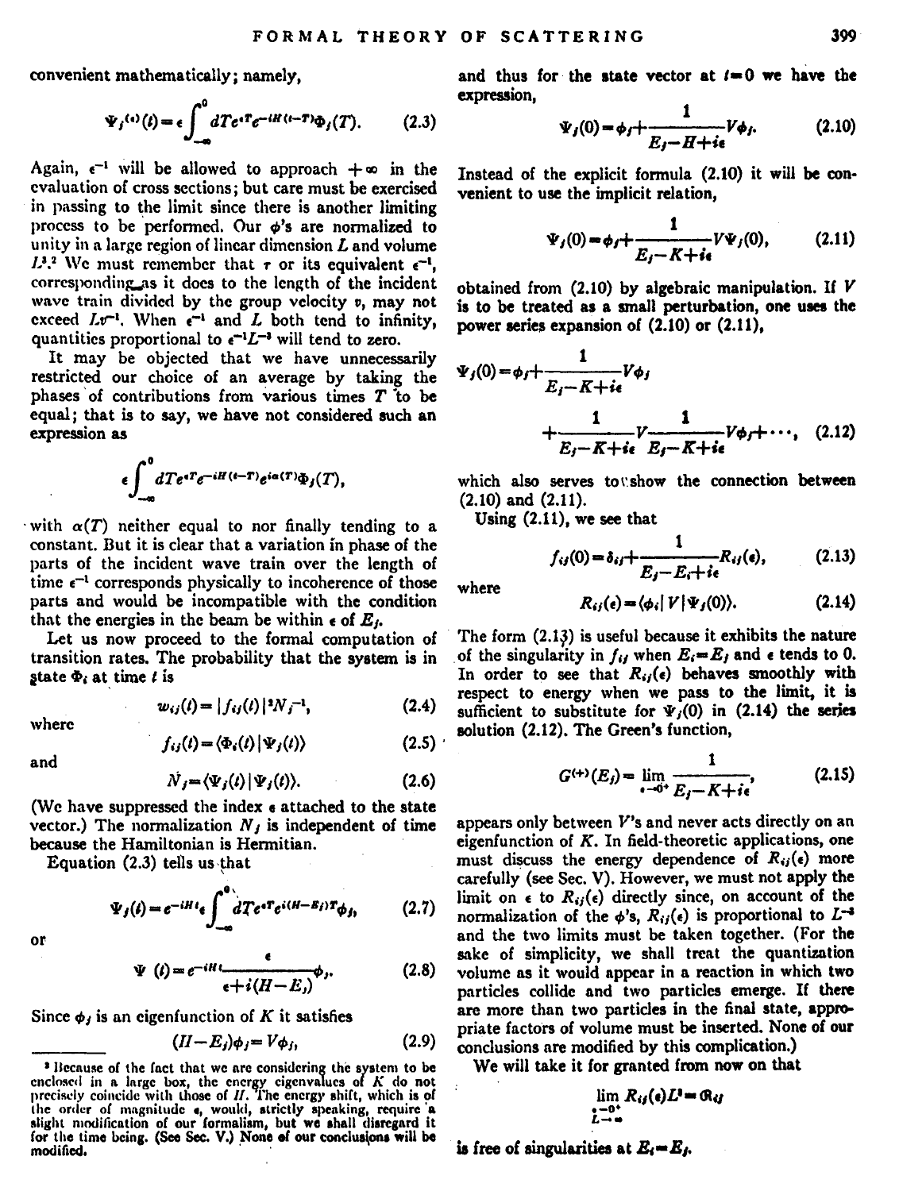convenient mathematically; namely,

$$\Psi_j^{(\epsilon)}(t) = \epsilon \int_{-\infty}^{0} dT e^{\epsilon T} e^{-iH(t-T)} \Phi_j(T). \tag{2.3}$$

Again, $\epsilon^{-1}$ will be allowed to approach $+\infty$ in the evaluation of cross sections; but care must be exercised in passing to the limit since there is another limiting process to be performed. Our $\phi$'s are normalized to unity in a large region of linear dimension $L$ and volume $L^3$.[2] We must remember that $\tau$ or its equivalent $\epsilon^{-1}$, corresponding as it does to the length of the incident wave train divided by the group velocity $v$, may not exceed $Lv^{-1}$. When $\epsilon^{-1}$ and $L$ both tend to infinity, quantities proportional to $\epsilon^{-1}L^{-3}$ will tend to zero.

It may be objected that we have unnecessarily restricted our choice of an average by taking the phases of contributions from various times $T$ to be equal; that is to say, we have not considered such an expression as

$$\epsilon \int_{-\infty}^{0} dT e^{\epsilon T} e^{-iH(t-T)} e^{i\alpha(T)} \Phi_j(T),$$

with $\alpha(T)$ neither equal to nor finally tending to a constant. But it is clear that a variation in phase of the parts of the incident wave train over the length of time $\epsilon^{-1}$ corresponds physically to incoherence of those parts and would be incompatible with the condition that the energies in the beam be within $\epsilon$ of $E_j$.

Let us now proceed to the formal computation of transition rates. The probability that the system is in state $\Phi_i$ at time $t$ is

$$w_{ij}(t) = |f_{ij}(t)|^2 N_j^{-1}, \tag{2.4}$$

where

$$f_{ij}(t) = \langle \Phi_i(t) | \Psi_j(t) \rangle \tag{2.5}$$

and

$$N_j = \langle \Psi_j(t) | \Psi_j(t) \rangle. \tag{2.6}$$

(We have suppressed the index $\epsilon$ attached to the state vector.) The normalization $N_j$ is independent of time because the Hamiltonian is Hermitian.

Equation (2.3) tells us that

$$\Psi_j(t) = e^{-iHt} \epsilon \int_{-\infty}^{0} dT e^{\epsilon T} e^{i(H-E_j)T} \phi_j, \tag{2.7}$$

or

$$\Psi(t) = e^{-iHt} \frac{\epsilon}{\epsilon + i(H-E_j)} \phi_j. \tag{2.8}$$

Since $\phi_j$ is an eigenfunction of $K$ it satisfies

$$(H - E_j)\phi_j = V\phi_j, \tag{2.9}$$

and thus for the state vector at $t=0$ we have the expression,

$$\Psi_j(0) = \phi_j + \frac{1}{E_j - H + i\epsilon} V\phi_j. \tag{2.10}$$

Instead of the explicit formula (2.10) it will be convenient to use the implicit relation,

$$\Psi_j(0) = \phi_j + \frac{1}{E_j - K + i\epsilon} V\Psi_j(0), \tag{2.11}$$

obtained from (2.10) by algebraic manipulation. If $V$ is to be treated as a small perturbation, one uses the power series expansion of (2.10) or (2.11),

$$\Psi_j(0) = \phi_j + \frac{1}{E_j - K + i\epsilon} V\phi_j + \frac{1}{E_j - K + i\epsilon} V \frac{1}{E_j - K + i\epsilon} V\phi_j + \cdots, \tag{2.12}$$

which also serves to show the connection between (2.10) and (2.11).

Using (2.11), we see that

$$f_{ij}(0) = \delta_{ij} + \frac{1}{E_j - E_i + i\epsilon} R_{ij}(\epsilon), \tag{2.13}$$

where

$$R_{ij}(\epsilon) = \langle \phi_i | V | \Psi_j(0) \rangle. \tag{2.14}$$

The form (2.13) is useful because it exhibits the nature of the singularity in $f_{ij}$ when $E_i = E_j$ and $\epsilon$ tends to 0. In order to see that $R_{ij}(\epsilon)$ behaves smoothly with respect to energy when we pass to the limit, it is sufficient to substitute for $\Psi_j(0)$ in (2.14) the series solution (2.12). The Green's function,

$$G^{(+)}(E_j) = \lim_{\epsilon \to 0^+} \frac{1}{E_j - K + i\epsilon}, \tag{2.15}$$

appears only between $V$'s and never acts directly on an eigenfunction of $K$. In field-theoretic applications, one must discuss the energy dependence of $R_{ij}(\epsilon)$ more carefully (see Sec. V). However, we must not apply the limit on $\epsilon$ to $R_{ij}(\epsilon)$ directly since, on account of the normalization of the $\phi$'s, $R_{ij}(\epsilon)$ is proportional to $L^{-3}$ and the two limits must be taken together. (For the sake of simplicity, we shall treat the quantization volume as it would appear in a reaction in which two particles collide and two particles emerge. If there are more than two particles in the final state, appropriate factors of volume must be inserted. None of our conclusions are modified by this complication.)

We will take it for granted from now on that

$$\lim_{\substack{\epsilon \to 0^+ \\ L \to \infty}} R_{ij}(\epsilon) L^3 = \mathfrak{R}_{ij}$$

is free of singularities at $E_i = E_j$.

---

[2] Because of the fact that we are considering the system to be enclosed in a large box, the energy eigenvalues of $K$ do not precisely coincide with those of $H$. The energy shift, which is of the order of magnitude $\epsilon$, would, strictly speaking, require a slight modification of our formalism, but we shall disregard it for the time being. (See Sec. V.) None of our conclusions will be modified.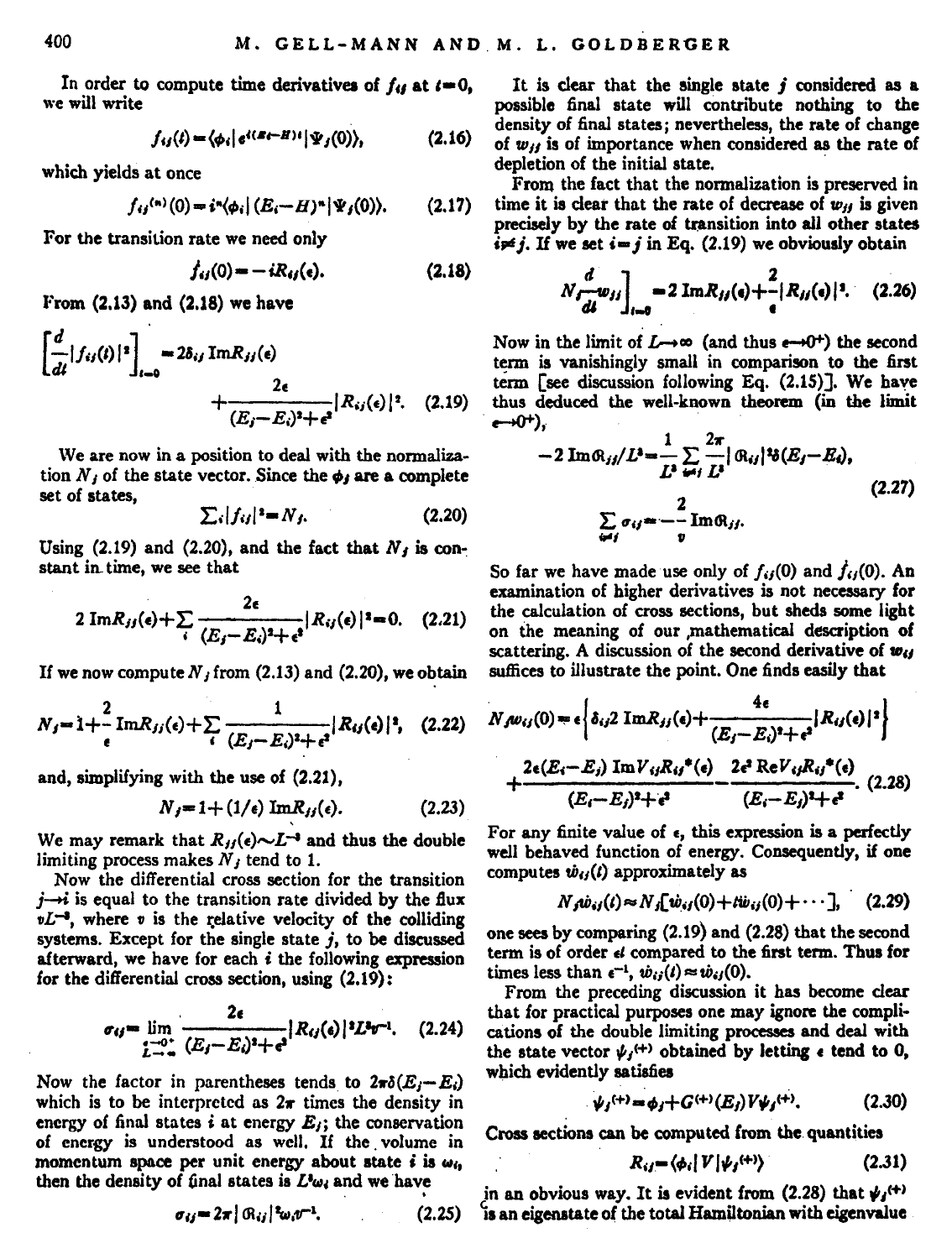In order to compute time derivatives of $f_{ij}$ at $t=0$, we will write

$$f_{ij}(t)=\langle\phi_i|e^{i(E_i t-H)t}|\Psi_j(0)\rangle, \tag{2.16}$$

which yields at once

$$f_{ij}^{(n)}(0)=i^n\langle\phi_i|(E_i-H)^n|\Psi_j(0)\rangle. \tag{2.17}$$

For the transition rate we need only

$$\dot{f}_{ij}(0)=-iR_{ij}(\epsilon). \tag{2.18}$$

From (2.13) and (2.18) we have

$$\left[\frac{d}{dt}|f_{ij}(t)|^2\right]_{t=0}=2\delta_{ij}\operatorname{Im}R_{jj}(\epsilon)+\frac{2\epsilon}{(E_j-E_i)^2+\epsilon^2}|R_{ij}(\epsilon)|^2. \tag{2.19}$$

We are now in a position to deal with the normalization $N_j$ of the state vector. Since the $\phi_i$ are a complete set of states,

$$\sum_i|f_{ij}|^2=N_j. \tag{2.20}$$

Using (2.19) and (2.20), and the fact that $N_j$ is constant in time, we see that

$$2\operatorname{Im}R_{jj}(\epsilon)+\sum_i\frac{2\epsilon}{(E_j-E_i)^2+\epsilon^2}|R_{ij}(\epsilon)|^2=0. \tag{2.21}$$

If we now compute $N_j$ from (2.13) and (2.20), we obtain

$$N_j=1+\frac{2}{\epsilon}\operatorname{Im}R_{jj}(\epsilon)+\sum_i\frac{1}{(E_j-E_i)^2+\epsilon^2}|R_{ij}(\epsilon)|^2, \tag{2.22}$$

and, simplifying with the use of (2.21),

$$N_j=1+(1/\epsilon)\operatorname{Im}R_{jj}(\epsilon). \tag{2.23}$$

We may remark that $R_{jj}(\epsilon)\sim L^{-3}$ and thus the double limiting process makes $N_j$ tend to 1.

Now the differential cross section for the transition $j\rightarrow i$ is equal to the transition rate divided by the flux $vL^{-3}$, where $v$ is the relative velocity of the colliding systems. Except for the single state $j$, to be discussed afterward, we have for each $i$ the following expression for the differential cross section, using (2.19):

$$\sigma_{ij}=\lim_{\substack{\epsilon\rightarrow 0^+\\ L\rightarrow\infty}}\frac{2\epsilon}{(E_j-E_i)^2+\epsilon^2}|R_{ij}(\epsilon)|^2L^3v^{-1}. \tag{2.24}$$

Now the factor in parentheses tends to $2\pi\delta(E_j-E_i)$ which is to be interpreted as $2\pi$ times the density in energy of final states $i$ at energy $E_j$; the conservation of energy is understood as well. If the volume in momentum space per unit energy about state $i$ is $\omega_i$, then the density of final states is $L^3\omega_i$ and we have

$$\sigma_{ij}=2\pi|\mathcal{R}_{ij}|^2\omega_i v^{-1}. \tag{2.25}$$

It is clear that the single state $j$ considered as a possible final state will contribute nothing to the density of final states; nevertheless, the rate of change of $w_{jj}$ is of importance when considered as the rate of depletion of the initial state.

From the fact that the normalization is preserved in time it is clear that the rate of decrease of $w_{jj}$ is given precisely by the rate of transition into all other states $i\neq j$. If we set $i=j$ in Eq. (2.19) we obviously obtain

$$N_j\frac{d}{dt}w_{jj}\bigg]_{t=0}=2\operatorname{Im}R_{jj}(\epsilon)+\frac{2}{\epsilon}|R_{jj}(\epsilon)|^2. \tag{2.26}$$

Now in the limit of $L\rightarrow\infty$ (and thus $\epsilon\rightarrow 0^+$) the second term is vanishingly small in comparison to the first term [see discussion following Eq. (2.15)]. We have thus deduced the well-known theorem (in the limit $\epsilon\rightarrow 0^+$),

$$-2\operatorname{Im}\mathcal{R}_{jj}/L^3=\frac{1}{L^3}\sum_{i\neq j}\frac{2\pi}{L^3}|\mathcal{R}_{ij}|^2\delta(E_j-E_i),$$
$$\sum_{i\neq j}\sigma_{ij}=-\frac{2}{v}\operatorname{Im}\mathcal{R}_{jj}. \tag{2.27}$$

So far we have made use only of $f_{ij}(0)$ and $\dot{f}_{ij}(0)$. An examination of higher derivatives is not necessary for the calculation of cross sections, but sheds some light on the meaning of our mathematical description of scattering. A discussion of the second derivative of $w_{ij}$ suffices to illustrate the point. One finds easily that

$$N_j\ddot{w}_{ij}(0)=\epsilon\left\{\delta_{ij}2\operatorname{Im}R_{jj}(\epsilon)+\frac{4\epsilon}{(E_j-E_i)^2+\epsilon^2}|R_{ij}(\epsilon)|^2\right\}$$
$$+\frac{2\epsilon(E_i-E_j)\operatorname{Im}V_{ij}R_{ij}^*(\epsilon)}{(E_i-E_j)^2+\epsilon^2}-\frac{2\epsilon^2\operatorname{Re}V_{ij}R_{ij}^*(\epsilon)}{(E_i-E_j)^2+\epsilon^2}. \tag{2.28}$$

For any finite value of $\epsilon$, this expression is a perfectly well behaved function of energy. Consequently, if one computes $\dot{w}_{ij}(t)$ approximately as

$$N_j\dot{w}_{ij}(t)\approx N_j[\dot{w}_{ij}(0)+t\ddot{w}_{ij}(0)+\cdots], \tag{2.29}$$

one sees by comparing (2.19) and (2.28) that the second term is of order $\epsilon t$ compared to the first term. Thus for times less than $\epsilon^{-1}$, $\dot{w}_{ij}(t)\approx\dot{w}_{ij}(0)$.

From the preceding discussion it has become clear that for practical purposes one may ignore the complications of the double limiting processes and deal with the state vector $\psi_j^{(+)}$ obtained by letting $\epsilon$ tend to 0, which evidently satisfies

$$\psi_j^{(+)}=\phi_j+G^{(+)}(E_j)V\psi_j^{(+)}. \tag{2.30}$$

Cross sections can be computed from the quantities

$$R_{ij}=\langle\phi_i|V|\psi_j^{(+)}\rangle \tag{2.31}$$

in an obvious way. It is evident from (2.28) that $\psi_j^{(+)}$ is an eigenstate of the total Hamiltonian with eigenvalue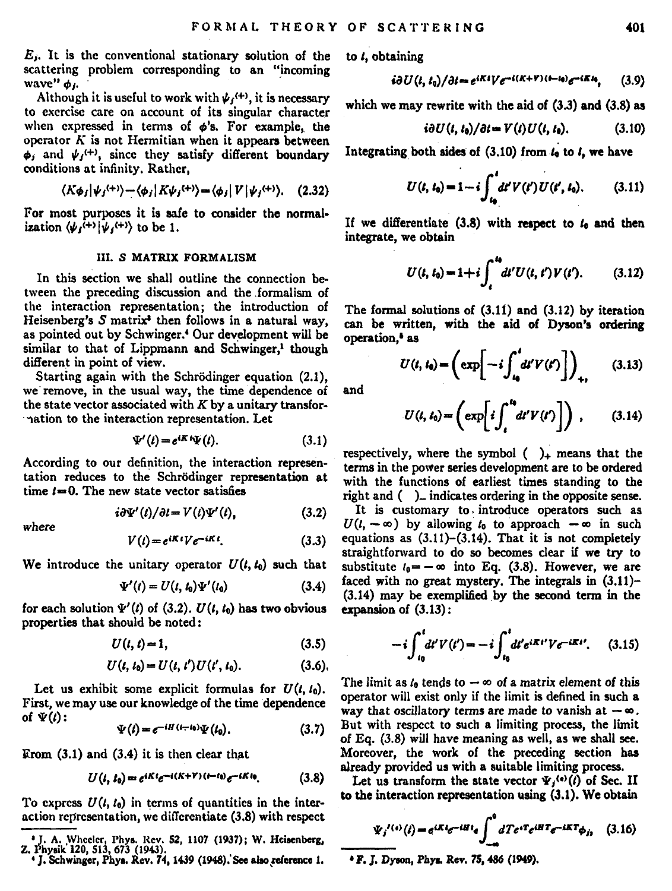$E_j$. It is the conventional stationary solution of the scattering problem corresponding to an "incoming wave" $\phi_j$.

Although it is useful to work with $\psi_j^{(+)}$, it is necessary to exercise care on account of its singular character when expressed in terms of $\phi$'s. For example, the operator $K$ is not Hermitian when it appears between $\phi_i$ and $\psi_j^{(+)}$, since they satisfy different boundary conditions at infinity. Rather,

$$\langle K\phi_i|\psi_j^{(+)}\rangle - \langle\phi_i|K\psi_j^{(+)}\rangle = \langle\phi_i|V|\psi_j^{(+)}\rangle. \quad (2.32)$$

For most purposes it is safe to consider the normalization $\langle\psi_j^{(+)}|\psi_j^{(+)}\rangle$ to be 1.

## III. S MATRIX FORMALISM

In this section we shall outline the connection between the preceding discussion and the formalism of the interaction representation; the introduction of Heisenberg's $S$ matrix[3] then follows in a natural way, as pointed out by Schwinger.[4] Our development will be similar to that of Lippmann and Schwinger,[1] though different in point of view.

Starting again with the Schrödinger equation (2.1), we remove, in the usual way, the time dependence of the state vector associated with $K$ by a unitary transformation to the interaction representation. Let

$$\Psi'(t) = e^{iKt}\Psi(t). \quad (3.1)$$

According to our definition, the interaction representation reduces to the Schrödinger representation at time $t=0$. The new state vector satisfies

$$i\partial\Psi'(t)/\partial t = V(t)\Psi'(t), \quad (3.2)$$

where

$$V(t) = e^{iKt}Ve^{-iKt}. \quad (3.3)$$

We introduce the unitary operator $U(t, t_0)$ such that

$$\Psi'(t) = U(t, t_0)\Psi'(t_0) \quad (3.4)$$

for each solution $\Psi'(t)$ of (3.2). $U(t, t_0)$ has two obvious properties that should be noted:

$$U(t, t) = 1, \quad (3.5)$$

$$U(t, t_0) = U(t, t')U(t', t_0). \quad (3.6)$$

Let us exhibit some explicit formulas for $U(t, t_0)$. First, we may use our knowledge of the time dependence of $\Psi(t)$:

$$\Psi(t) = e^{-iH(t-t_0)}\Psi(t_0). \quad (3.7)$$

From (3.1) and (3.4) it is then clear that

$$U(t, t_0) = e^{iKt}e^{-i(K+V)(t-t_0)}e^{-iKt_0}. \quad (3.8)$$

To express $U(t, t_0)$ in terms of quantities in the interaction representation, we differentiate (3.8) with respect to $t$, obtaining

$$i\partial U(t, t_0)/\partial t = e^{iKt}Ve^{-i(K+V)(t-t_0)}e^{-iKt_0}, \quad (3.9)$$

which we may rewrite with the aid of (3.3) and (3.8) as

$$i\partial U(t, t_0)/\partial t = V(t)U(t, t_0). \quad (3.10)$$

Integrating both sides of (3.10) from $t_0$ to $t$, we have

$$U(t, t_0) = 1 - i\int_{t_0}^{t} dt' V(t')U(t', t_0). \quad (3.11)$$

If we differentiate (3.8) with respect to $t_0$ and then integrate, we obtain

$$U(t, t_0) = 1 + i\int_{t}^{t_0} dt' U(t, t')V(t'). \quad (3.12)$$

The formal solutions of (3.11) and (3.12) by iteration can be written, with the aid of Dyson's ordering operation,[5] as

$$U(t, t_0) = \left(\exp\left[-i\int_{t_0}^{t} dt' V(t')\right]\right)_+, \quad (3.13)$$

and

$$U(t, t_0) = \left(\exp\left[i\int_{t}^{t_0} dt' V(t')\right]\right)_-, \quad (3.14)$$

respectively, where the symbol $(\ \ )_+$ means that the terms in the power series development are to be ordered with the functions of earliest times standing to the right and $(\ \ )_-$ indicates ordering in the opposite sense.

It is customary to introduce operators such as $U(t, -\infty)$ by allowing $t_0$ to approach $-\infty$ in such equations as (3.11)–(3.14). That it is not completely straightforward to do so becomes clear if we try to substitute $t_0 = -\infty$ into Eq. (3.8). However, we are faced with no great mystery. The integrals in (3.11)–(3.14) may be exemplified by the second term in the expansion of (3.13):

$$-i\int_{t_0}^{t} dt' V(t') = -i\int_{t_0}^{t} dt' e^{iKt'}Ve^{-iKt'}. \quad (3.15)$$

The limit as $t_0$ tends to $-\infty$ of a matrix element of this operator will exist only if the limit is defined in such a way that oscillatory terms are made to vanish at $-\infty$. But with respect to such a limiting process, the limit of Eq. (3.8) will have meaning as well, as we shall see. Moreover, the work of the preceding section has already provided us with a suitable limiting process.

Let us transform the state vector $\Psi_j^{(+)}(t)$ of Sec. II to the interaction representation using (3.1). We obtain

$$\Psi_j'^{(+)}(t) = e^{iKt}e^{-iHt}\epsilon\int_{-\infty}^{0} dT e^{\epsilon T}e^{iHT}e^{-iKT}\phi_j, \quad (3.16)$$

---

[3] J. A. Wheeler, Phys. Rev. 52, 1107 (1937); W. Heisenberg, Z. Physik 120, 513, 673 (1943).

[4] J. Schwinger, Phys. Rev. 74, 1439 (1948). See also reference 1.

[5] F. J. Dyson, Phys. Rev. 75, 486 (1949).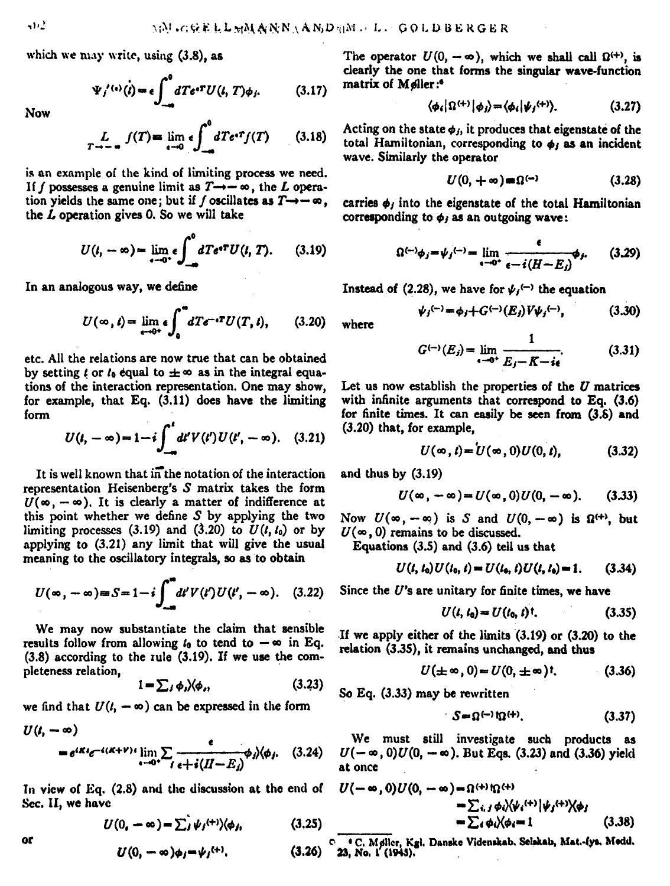which we may write, using (3.8), as

$$\Psi_j'^{(+)}(t) = \epsilon\int_{-\infty}^{0} dT e^{\epsilon T} U(t, T)\phi_j. \tag{3.17}$$

Now

$$\underset{T\to-\infty}{L} f(T) \equiv \lim_{\epsilon\to 0} \epsilon\int_{-\infty}^{0} dT e^{\epsilon T} f(T) \tag{3.18}$$

is an example of the kind of limiting process we need. If $f$ possesses a genuine limit as $T\to-\infty$, the $L$ operation yields the same one; but if $f$ oscillates as $T\to-\infty$, the $L$ operation gives 0. So we will take

$$U(t, -\infty) = \lim_{\epsilon\to 0^+} \epsilon\int_{-\infty}^{0} dT e^{\epsilon T} U(t, T). \tag{3.19}$$

In an analogous way, we define

$$U(\infty, t) = \lim_{\epsilon\to 0^+} \epsilon\int_{0}^{\infty} dT e^{-\epsilon T} U(T, t), \tag{3.20}$$

etc. All the relations are now true that can be obtained by setting $t$ or $t_0$ equal to $\pm\infty$ as in the integral equations of the interaction representation. One may show, for example, that Eq. (3.11) does have the limiting form

$$U(t, -\infty) = 1 - i\int_{-\infty}^{t} dt' V(t') U(t', -\infty). \tag{3.21}$$

It is well known that in the notation of the interaction representation Heisenberg's $S$ matrix takes the form $U(\infty, -\infty)$. It is clearly a matter of indifference at this point whether we define $S$ by applying the two limiting processes (3.19) and (3.20) to $U(t, t_0)$ or by applying to (3.21) any limit that will give the usual meaning to the oscillatory integrals, so as to obtain

$$U(\infty, -\infty) \equiv S = 1 - i\int_{-\infty}^{\infty} dt' V(t') U(t', -\infty). \tag{3.22}$$

We may now substantiate the claim that sensible results follow from allowing $t_0$ to tend to $-\infty$ in Eq. (3.8) according to the rule (3.19). If we use the completeness relation,

$$1 = \sum_j \phi_j\rangle\langle\phi_j, \tag{3.23}$$

we find that $U(t, -\infty)$ can be expressed in the form

$$U(t, -\infty) = e^{iKt} e^{-i(K+V)t} \lim_{\epsilon\to 0^+} \sum_j \frac{\epsilon}{\epsilon + i(H - E_j)} \phi_j\rangle\langle\phi_j. \tag{3.24}$$

In view of Eq. (2.8) and the discussion at the end of Sec. II, we have

$$U(0, -\infty) = \sum_j \psi_j^{(+)}\rangle\langle\phi_j, \tag{3.25}$$

or

$$U(0, -\infty)\phi_j = \psi_j^{(+)}. \tag{3.26}$$

The operator $U(0, -\infty)$, which we shall call $\Omega^{(+)}$, is clearly the one that forms the singular wave-function matrix of Møller:[6]

$$\langle\phi_i|\Omega^{(+)}|\phi_j\rangle = \langle\phi_i|\psi_j^{(+)}\rangle. \tag{3.27}$$

Acting on the state $\phi_j$, it produces that eigenstate of the total Hamiltonian, corresponding to $\phi_j$ as an incident wave. Similarly the operator

$$U(0, +\infty) \equiv \Omega^{(-)} \tag{3.28}$$

carries $\phi_j$ into the eigenstate of the total Hamiltonian corresponding to $\phi_j$ as an outgoing wave:

$$\Omega^{(-)}\phi_j = \psi_j^{(-)} = \lim_{\epsilon\to 0^+} \frac{\epsilon}{\epsilon - i(H - E_j)} \phi_j. \tag{3.29}$$

Instead of (2.28), we have for $\psi_j^{(-)}$ the equation

$$\psi_j^{(-)} = \phi_j + G^{(-)}(E_j) V \psi_j^{(-)}, \tag{3.30}$$

where

$$G^{(-)}(E_j) = \lim_{\epsilon\to 0^+} \frac{1}{E_j - K - i\epsilon}. \tag{3.31}$$

Let us now establish the properties of the $U$ matrices with infinite arguments that correspond to Eq. (3.6) for finite times. It can easily be seen from (3.6) and (3.20) that, for example,

$$U(\infty, t) = U(\infty, 0) U(0, t), \tag{3.32}$$

and thus by (3.19)

$$U(\infty, -\infty) = U(\infty, 0) U(0, -\infty). \tag{3.33}$$

Now $U(\infty, -\infty)$ is $S$ and $U(0, -\infty)$ is $\Omega^{(+)}$, but $U(\infty, 0)$ remains to be discussed.

Equations (3.5) and (3.6) tell us that

$$U(t, t_0) U(t_0, t) = U(t_0, t) U(t, t_0) = 1. \tag{3.34}$$

Since the $U$'s are unitary for finite times, we have

$$U(t, t_0) = U(t_0, t)^\dagger. \tag{3.35}$$

If we apply either of the limits (3.19) or (3.20) to the relation (3.35), it remains unchanged, and thus

$$U(\pm\infty, 0) = U(0, \pm\infty)^\dagger. \tag{3.36}$$

So Eq. (3.33) may be rewritten

$$S = \Omega^{(-)\dagger}\Omega^{(+)}. \tag{3.37}$$

We must still investigate such products as $U(-\infty, 0) U(0, -\infty)$. But Eqs. (3.23) and (3.36) yield at once

$$\begin{aligned} U(-\infty, 0) U(0, -\infty) &= \Omega^{(+)\dagger}\Omega^{(+)} \\ &= \sum_{i,j} \phi_i\rangle\langle\psi_i^{(+)}|\psi_j^{(+)}\rangle\langle\phi_j \\ &= \sum_i \phi_i\rangle\langle\phi_i = 1 \end{aligned} \tag{3.38}$$

[6] C. Møller, Kgl. Danske Videnskab. Selskab, Mat.-fys. Medd. 23, No. 1 (1945).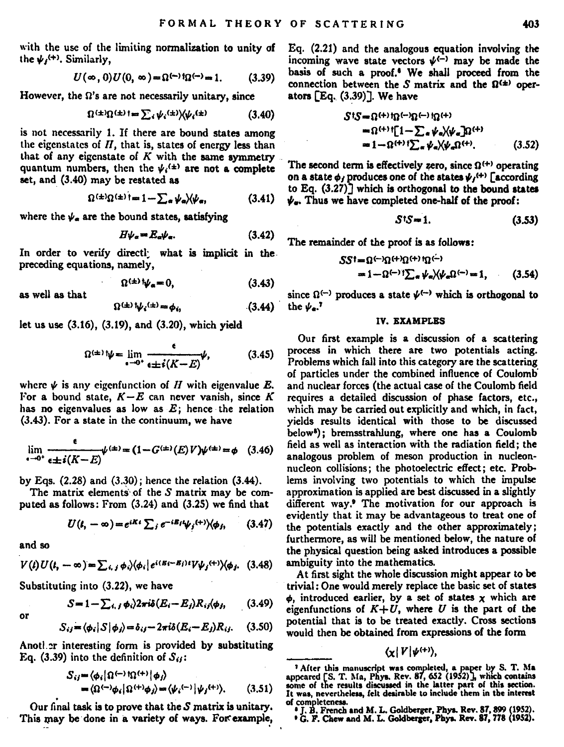with the use of the limiting normalization to unity of the $\psi_f^{(+)}$. Similarly,

$$U(\infty, 0)U(0, \infty) = \Omega^{(-)\dagger}\Omega^{(-)} = 1. \tag{3.39}$$

However, the $\Omega$'s are not necessarily unitary, since

$$\Omega^{(\pm)}\Omega^{(\pm)\dagger} = \sum_i \psi_i^{(\pm)}\rangle\langle\psi_i^{(\pm)} \tag{3.40}$$

is not necessarily 1. If there are bound states among the eigenstates of $H$, that is, states of energy less than that of any eigenstate of $K$ with the same symmetry quantum numbers, then the $\psi_i^{(\pm)}$ are not a complete set, and (3.40) may be restated as

$$\Omega^{(\pm)}\Omega^{(\pm)\dagger} = 1 - \sum_a \psi_a\rangle\langle\psi_a, \tag{3.41}$$

where the $\psi_a$ are the bound states, satisfying

$$H\psi_a = E_a\psi_a. \tag{3.42}$$

In order to verify directly what is implicit in the preceding equations, namely,

$$\Omega^{(\pm)\dagger}\psi_a = 0, \tag{3.43}$$

as well as that

$$\Omega^{(\pm)\dagger}\psi_i^{(\pm)} = \phi_i, \tag{3.44}$$

let us use (3.16), (3.19), and (3.20), which yield

$$\Omega^{(\pm)\dagger}\psi = \lim_{\epsilon\to 0^+} \frac{\epsilon}{\epsilon \pm i(K-E)}\psi, \tag{3.45}$$

where $\psi$ is any eigenfunction of $H$ with eigenvalue $E$. For a bound state, $K-E$ can never vanish, since $K$ has no eigenvalues as low as $E$; hence the relation (3.43). For a state in the continuum, we have

$$\lim_{\epsilon\to 0^+} \frac{\epsilon}{\epsilon \pm i(K-E)}\psi^{(\pm)} = (1 - G^{(\pm)}(E)V)\psi^{(\pm)} = \phi \tag{3.46}$$

by Eqs. (2.28) and (3.30); hence the relation (3.44).

The matrix elements of the $S$ matrix may be computed as follows: From (3.24) and (3.25) we find that

$$U(t, -\infty) = e^{iKt}\sum_j e^{-iE_jt}\psi_j^{(+)}\rangle\langle\phi_j, \tag{3.47}$$

and so

$$V(t)U(t, -\infty) = \sum_{i,j}\phi_i\rangle\langle\phi_i|e^{i(E_i-E_j)t}V\psi_j^{(+)}\rangle\langle\phi_j. \tag{3.48}$$

Substituting into (3.22), we have

$$S = 1 - \sum_{i,j}\phi_i\rangle 2\pi i\delta(E_i - E_j)R_{ij}\langle\phi_j, \tag{3.49}$$

or

$$S_{ij} = \langle\phi_i|S|\phi_j\rangle = \delta_{ij} - 2\pi i\delta(E_i - E_j)R_{ij}. \tag{3.50}$$

Another interesting form is provided by substituting Eq. (3.39) into the definition of $S_{ij}$:

$$\begin{aligned} S_{ij} &= \langle\phi_i|\Omega^{(-)\dagger}\Omega^{(+)}|\phi_j\rangle \\ &= \langle\Omega^{(-)}\phi_i|\Omega^{(+)}\phi_j\rangle = \langle\psi_i^{(-)}|\psi_j^{(+)}\rangle. \end{aligned} \tag{3.51}$$

Our final task is to prove that the $S$ matrix is unitary. This may be done in a variety of ways. For example, Eq. (2.21) and the analogous equation involving the incoming wave state vectors $\psi^{(-)}$ may be made the basis of such a proof.[6] We shall proceed from the connection between the $S$ matrix and the $\Omega^{(\pm)}$ operators [Eq. (3.39)]. We have

$$\begin{aligned} S^\dagger S &= \Omega^{(+)\dagger}\Omega^{(-)}\Omega^{(-)\dagger}\Omega^{(+)} \\ &= \Omega^{(+)\dagger}[1 - \sum_a \psi_a\rangle\langle\psi_a]\Omega^{(+)} \\ &= 1 - \Omega^{(+)\dagger}\sum_a \psi_a\rangle\langle\psi_a\Omega^{(+)}. \end{aligned} \tag{3.52}$$

The second term is effectively zero, since $\Omega^{(+)}$ operating on a state $\phi_f$ produces one of the states $\psi_f^{(+)}$ [according to Eq. (3.27)] which is orthogonal to the bound states $\psi_a$. Thus we have completed one-half of the proof:

$$S^\dagger S = 1. \tag{3.53}$$

The remainder of the proof is as follows:

$$\begin{aligned} SS^\dagger &= \Omega^{(-)\dagger}\Omega^{(+)}\Omega^{(+)\dagger}\Omega^{(-)} \\ &= 1 - \Omega^{(-)\dagger}\sum_a \psi_a\rangle\langle\psi_a\Omega^{(-)} = 1, \end{aligned} \tag{3.54}$$

since $\Omega^{(-)}$ produces a state $\psi^{(-)}$ which is orthogonal to the $\psi_a$.[7]

## IV. EXAMPLES

Our first example is a discussion of a scattering process in which there are two potentials acting. Problems which fall into this category are the scattering of particles under the combined influence of Coulomb and nuclear forces (the actual case of the Coulomb field requires a detailed discussion of phase factors, etc., which may be carried out explicitly and which, in fact, yields results identical with those to be discussed below[8]); bremsstrahlung, where one has a Coulomb field as well as interaction with the radiation field; the analogous problem of meson production in nucleon-nucleon collisions; the photoelectric effect; etc. Problems involving two potentials to which the impulse approximation is applied are best discussed in a slightly different way.[9] The motivation for our approach is evidently that it may be advantageous to treat one of the potentials exactly and the other approximately; furthermore, as will be mentioned below, the nature of the physical question being asked introduces a possible ambiguity into the mathematics.

At first sight the whole discussion might appear to be trivial: One would merely replace the basic set of states $\phi$, introduced earlier, by a set of states $\chi$ which are eigenfunctions of $K+U$, where $U$ is the part of the potential that is to be treated exactly. Cross sections would then be obtained from expressions of the form

$$\langle\chi|V|\psi^{(+)}\rangle,$$

---

[7] After this manuscript was completed, a paper by S. T. Ma appeared [S. T. Ma, Phys. Rev. 87, 652 (1952)], which contains some of the results discussed in the latter part of this section. It was, nevertheless, felt desirable to include them in the interest of completeness.

[8] J. B. French and M. L. Goldberger, Phys. Rev. 87, 899 (1952).

[9] G. F. Chew and M. L. Goldberger, Phys. Rev. 87, 778 (1952).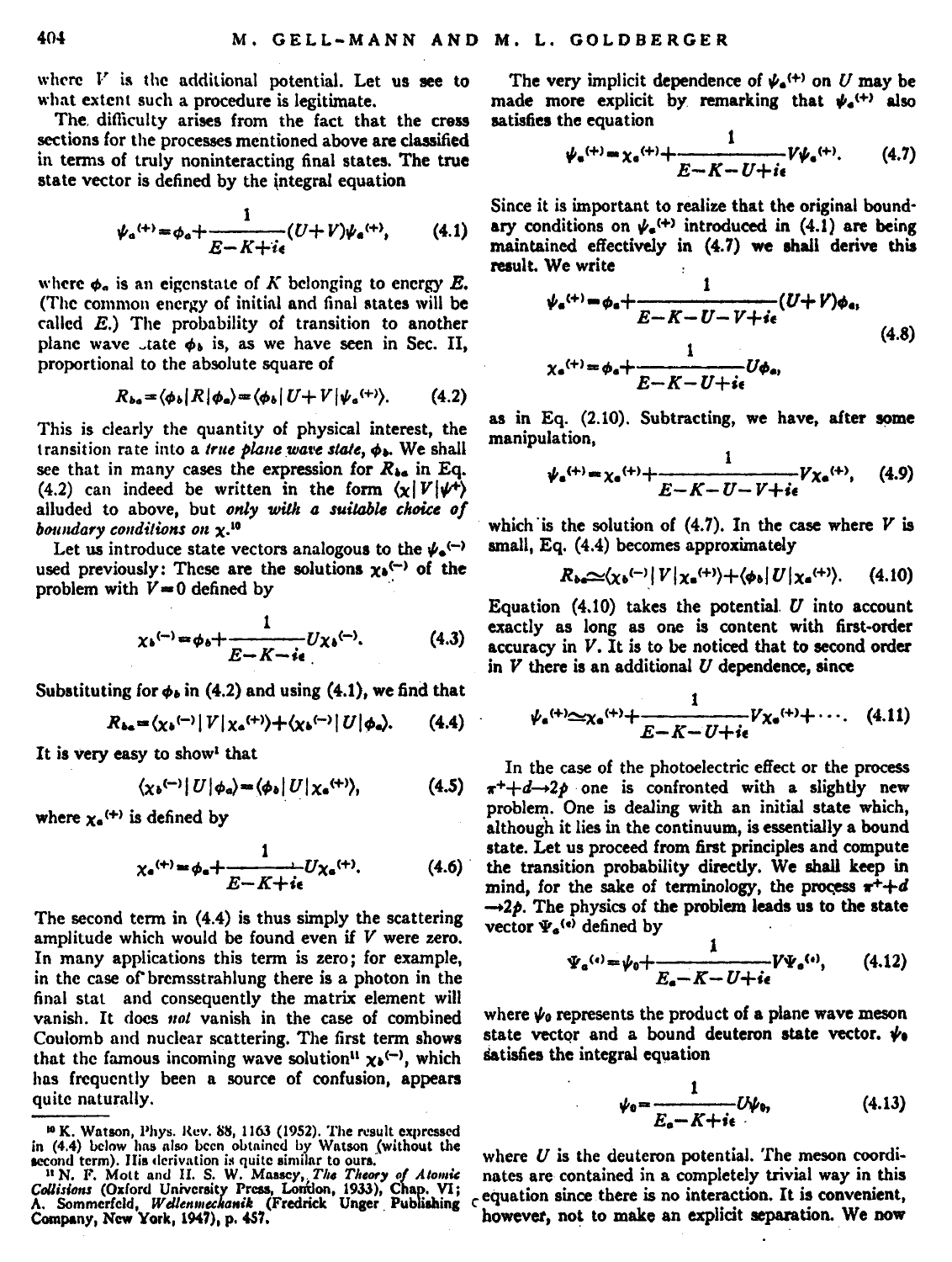where $V$ is the additional potential. Let us see to what extent such a procedure is legitimate.

The difficulty arises from the fact that the cross sections for the processes mentioned above are classified in terms of truly noninteracting final states. The true state vector is defined by the integral equation

$$\psi_a^{(+)}=\phi_a+\frac{1}{E-K+i\epsilon}(U+V)\psi_a^{(+)}, \tag{4.1}$$

where $\phi_a$ is an eigenstate of $K$ belonging to energy $E$. (The common energy of initial and final states will be called $E$.) The probability of transition to another plane wave state $\phi_b$ is, as we have seen in Sec. II, proportional to the absolute square of

$$R_{ba}=\langle\phi_b|R|\phi_a\rangle=\langle\phi_b|U+V|\psi_a^{(+)}\rangle. \tag{4.2}$$

This is clearly the quantity of physical interest, the transition rate into a *true plane wave state*, $\phi_b$. We shall see that in many cases the expression for $R_{ba}$ in Eq. (4.2) can indeed be written in the form $\langle\chi|V|\psi^+\rangle$ alluded to above, but *only with a suitable choice of boundary conditions on* $\chi$.[10]

Let us introduce state vectors analogous to the $\psi_a^{(-)}$ used previously: These are the solutions $\chi_b^{(-)}$ of the problem with $V=0$ defined by

$$\chi_b^{(-)}=\phi_b+\frac{1}{E-K-i\epsilon}U\chi_b^{(-)}. \tag{4.3}$$

Substituting for $\phi_b$ in (4.2) and using (4.1), we find that

$$R_{ba}=\langle\chi_b^{(-)}|V|\chi_a^{(+)}\rangle+\langle\chi_b^{(-)}|U|\phi_a\rangle. \tag{4.4}$$

It is very easy to show[1] that

$$\langle\chi_b^{(-)}|U|\phi_a\rangle=\langle\phi_b|U|\chi_a^{(+)}\rangle, \tag{4.5}$$

where $\chi_a^{(+)}$ is defined by

$$\chi_a^{(+)}=\phi_a+\frac{1}{E-K+i\epsilon}U\chi_a^{(+)}. \tag{4.6}$$

The second term in (4.4) is thus simply the scattering amplitude which would be found even if $V$ were zero. In many applications this term is zero; for example, in the case of bremsstrahlung there is a photon in the final stat and consequently the matrix element will vanish. It does *not* vanish in the case of combined Coulomb and nuclear scattering. The first term shows that the famous incoming wave solution[11] $\chi_b^{(-)}$, which has frequently been a source of confusion, appears quite naturally.

The very implicit dependence of $\psi_a^{(+)}$ on $U$ may be made more explicit by remarking that $\psi_a^{(+)}$ also satisfies the equation

$$\psi_a^{(+)}=\chi_a^{(+)}+\frac{1}{E-K-U+i\epsilon}V\psi_a^{(+)}. \tag{4.7}$$

Since it is important to realize that the original boundary conditions on $\psi_a^{(+)}$ introduced in (4.1) are being maintained effectively in (4.7) we shall derive this result. We write

$$\begin{aligned}\psi_a^{(+)}&=\phi_a+\frac{1}{E-K-U-V+i\epsilon}(U+V)\phi_a,\\ \chi_a^{(+)}&=\phi_a+\frac{1}{E-K-U+i\epsilon}U\phi_a,\end{aligned} \tag{4.8}$$

as in Eq. (2.10). Subtracting, we have, after some manipulation,

$$\psi_a^{(+)}=\chi_a^{(+)}+\frac{1}{E-K-U-V+i\epsilon}V\chi_a^{(+)}, \tag{4.9}$$

which is the solution of (4.7). In the case where $V$ is small, Eq. (4.4) becomes approximately

$$R_{ba}\simeq\langle\chi_b^{(-)}|V|\chi_a^{(+)}\rangle+\langle\phi_b|U|\chi_a^{(+)}\rangle. \tag{4.10}$$

Equation (4.10) takes the potential $U$ into account exactly as long as one is content with first-order accuracy in $V$. It is to be noticed that to second order in $V$ there is an additional $U$ dependence, since

$$\psi_a^{(+)}\simeq\chi_a^{(+)}+\frac{1}{E-K-U+i\epsilon}V\chi_a^{(+)}+\cdots. \tag{4.11}$$

In the case of the photoelectric effect or the process $\pi^++d\rightarrow 2p$ one is confronted with a slightly new problem. One is dealing with an initial state which, although it lies in the continuum, is essentially a bound state. Let us proceed from first principles and compute the transition probability directly. We shall keep in mind, for the sake of terminology, the process $\pi^++d\rightarrow 2p$. The physics of the problem leads us to the state vector $\Psi_a^{(+)}$ defined by

$$\Psi_a^{(+)}=\psi_0+\frac{1}{E_a-K-U+i\epsilon}V\Psi_a^{(+)}, \tag{4.12}$$

where $\psi_0$ represents the product of a plane wave meson state vector and a bound deuteron state vector. $\psi_0$ satisfies the integral equation

$$\psi_0=\frac{1}{E_a-K+i\epsilon}U\psi_0, \tag{4.13}$$

where $U$ is the deuteron potential. The meson coordinates are contained in a completely trivial way in this equation since there is no interaction. It is convenient, however, not to make an explicit separation. We now

[10] K. Watson, Phys. Rev. 88, 1163 (1952). The result expressed in (4.4) below has also been obtained by Watson (without the second term). His derivation is quite similar to ours.

[11] N. F. Mott and H. S. W. Massey, *The Theory of Atomic Collisions* (Oxford University Press, London, 1933), Chap. VI; A. Sommerfeld, *Wellenmechanik* (Fredrick Unger Publishing Company, New York, 1947), p. 457.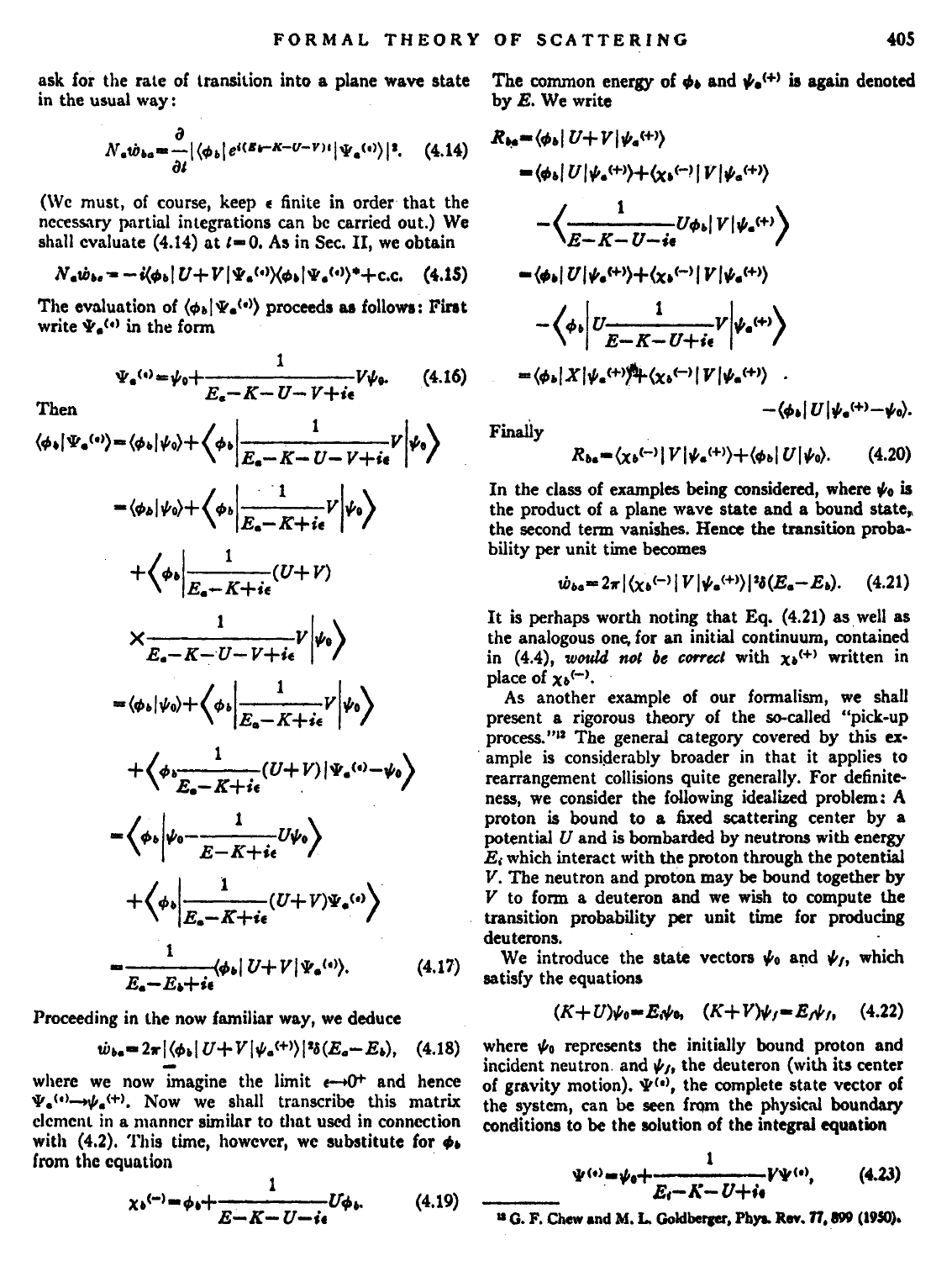ask for the rate of transition into a plane wave state in the usual way:

$$N_a \dot{w}_{ba} = \frac{\partial}{\partial t} |\langle \phi_b | e^{i(E_b - K - U - V)t} | \Psi_a^{(\epsilon)} \rangle|^2. \quad (4.14)$$

(We must, of course, keep $\epsilon$ finite in order that the necessary partial integrations can be carried out.) We shall evaluate (4.14) at $t=0$. As in Sec. II, we obtain

$$N_a \dot{w}_{ba} = -i \langle \phi_b | U + V | \Psi_a^{(\epsilon)} \rangle \langle \phi_b | \Psi_a^{(\epsilon)} \rangle^* + \text{c.c.} \quad (4.15)$$

The evaluation of $\langle \phi_b | \Psi_a^{(\epsilon)} \rangle$ proceeds as follows: First write $\Psi_a^{(\epsilon)}$ in the form

$$\Psi_a^{(\epsilon)} = \psi_0 + \frac{1}{E_a - K - U - V + i\epsilon} V \psi_0. \quad (4.16)$$

Then

$$\begin{aligned}
\langle \phi_b | \Psi_a^{(\epsilon)} \rangle &= \langle \phi_b | \psi_0 \rangle + \left\langle \phi_b \left| \frac{1}{E_a - K - U - V + i\epsilon} V \right| \psi_0 \right\rangle \\
&= \langle \phi_b | \psi_0 \rangle + \left\langle \phi_b \left| \frac{1}{E_a - K + i\epsilon} V \right| \psi_0 \right\rangle \\
&\quad + \left\langle \phi_b \left| \frac{1}{E_a - K + i\epsilon} (U+V) \right. \right. \\
&\quad \times \left. \left. \frac{1}{E_a - K - U - V + i\epsilon} V \right| \psi_0 \right\rangle \\
&= \langle \phi_b | \psi_0 \rangle + \left\langle \phi_b \left| \frac{1}{E_a - K + i\epsilon} V \right| \psi_0 \right\rangle \\
&\quad + \left\langle \phi_b \frac{1}{E_a - K + i\epsilon} (U+V) | \Psi_a^{(\epsilon)} - \psi_0 \right\rangle \\
&= \left\langle \phi_b \left| \psi_0 - \frac{1}{E - K + i\epsilon} U \psi_0 \right. \right\rangle \\
&\quad + \left\langle \phi_b \left| \frac{1}{E_a - K + i\epsilon} (U+V) \Psi_a^{(\epsilon)} \right. \right\rangle \\
&= \frac{1}{E_a - E_b + i\epsilon} \langle \phi_b | U + V | \Psi_a^{(\epsilon)} \rangle. \quad (4.17)
\end{aligned}$$

Proceeding in the now familiar way, we deduce

$$\dot{w}_{ba} = 2\pi |\langle \phi_b | U + V | \psi_a^{(+)} \rangle|^2 \delta(E_a - E_b), \quad (4.18)$$

where we now imagine the limit $\epsilon \to 0^+$ and hence $\Psi_a^{(\epsilon)} \to \psi_a^{(+)}$. Now we shall transcribe this matrix element in a manner similar to that used in connection with (4.2). This time, however, we substitute for $\phi_b$ from the equation

$$\chi_b^{(-)} = \phi_b + \frac{1}{E - K - U - i\epsilon} U \phi_b. \quad (4.19)$$

The common energy of $\phi_b$ and $\psi_a^{(+)}$ is again denoted by $E$. We write

$$\begin{aligned}
R_{ba} &= \langle \phi_b | U + V | \psi_a^{(+)} \rangle \\
&= \langle \phi_b | U | \psi_a^{(+)} \rangle + \langle \chi_b^{(-)} | V | \psi_a^{(+)} \rangle \\
&\quad - \left\langle \frac{1}{E - K - U - i\epsilon} U \phi_b \right| V | \psi_a^{(+)} \rangle \\
&= \langle \phi_b | U | \psi_a^{(+)} \rangle + \langle \chi_b^{(-)} | V | \psi_a^{(+)} \rangle \\
&\quad - \left\langle \phi_b \left| U \frac{1}{E - K - U + i\epsilon} V \right| \psi_a^{(+)} \right\rangle \\
&= \langle \phi_b | X | \psi_a^{(+)} \rangle + \langle \chi_b^{(-)} | V | \psi_a^{(+)} \rangle \\
&\quad - \langle \phi_b | U | \psi_a^{(+)} - \psi_0 \rangle.
\end{aligned}$$

Finally

$$R_{ba} = \langle \chi_b^{(-)} | V | \psi_a^{(+)} \rangle + \langle \phi_b | U | \psi_0 \rangle. \quad (4.20)$$

In the class of examples being considered, where $\psi_0$ is the product of a plane wave state and a bound state, the second term vanishes. Hence the transition probability per unit time becomes

$$\dot{w}_{ba} = 2\pi |\langle \chi_b^{(-)} | V | \psi_a^{(+)} \rangle|^2 \delta(E_a - E_b). \quad (4.21)$$

It is perhaps worth noting that Eq. (4.21) as well as the analogous one for an initial continuum, contained in (4.4), *would not be correct* with $\chi_b^{(+)}$ written in place of $\chi_b^{(-)}$.

As another example of our formalism, we shall present a rigorous theory of the so-called "pick-up process."[12] The general category covered by this example is considerably broader in that it applies to rearrangement collisions quite generally. For definiteness, we consider the following idealized problem: A proton is bound to a fixed scattering center by a potential $U$ and is bombarded by neutrons with energy $E_i$ which interact with the proton through the potential $V$. The neutron and proton may be bound together by $V$ to form a deuteron and we wish to compute the transition probability per unit time for producing deuterons.

We introduce the state vectors $\psi_0$ and $\psi_f$, which satisfy the equations

$$(K+U)\psi_0 = E_i \psi_0, \quad (K+V)\psi_f = E_f \psi_f, \quad (4.22)$$

where $\psi_0$ represents the initially bound proton and incident neutron, and $\psi_f$, the deuteron (with its center of gravity motion). $\Psi^{(\epsilon)}$, the complete state vector of the system, can be seen from the physical boundary conditions to be the solution of the integral equation

$$\Psi^{(\epsilon)} = \psi_0 + \frac{1}{E_i - K - U + i\epsilon} V \Psi^{(\epsilon)}, \quad (4.23)$$

[12] G. F. Chew and M. L. Goldberger, Phys. Rev. 77, 899 (1950).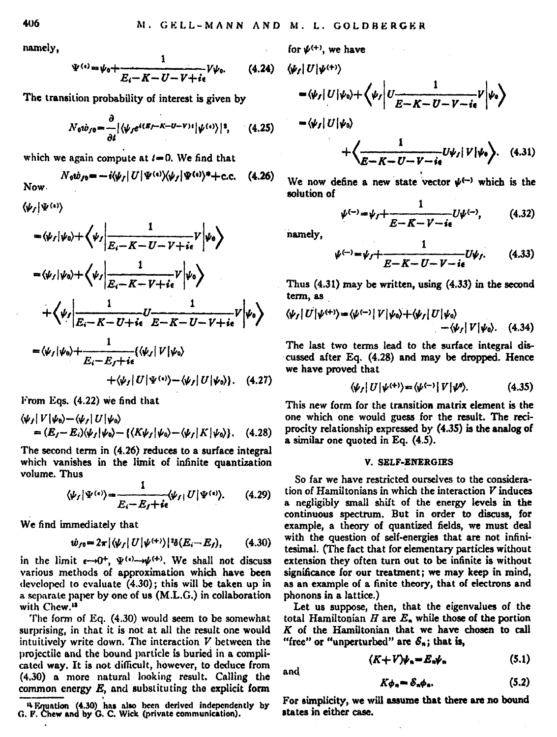namely,

$$\Psi^{(+)}=\psi_0+\frac{1}{E_i-K-U-V+i\epsilon}V\psi_0. \quad (4.24)$$

The transition probability of interest is given by

$$N_0 w_{f0}=\frac{\partial}{\partial t}|(\psi_f e^{i(E_f-K-U-V)t}|\Psi^{(+)})|^2, \quad (4.25)$$

which we again compute at $t=0$. We find that

$$N_0 w_{f0}=-i(\psi_f|U|\Psi^{(+)})(\psi_f|\Psi^{(+)})^*+\text{c.c.} \quad (4.26)$$

Now

$$
\begin{aligned}
(\psi_f|\Psi^{(+)})
&=(\psi_f|\psi_0)+\left(\psi_f\left|\frac{1}{E_i-K-U-V+i\epsilon}V\right|\psi_0\right)\\
&=(\psi_f|\psi_0)+\left(\psi_f\left|\frac{1}{E_i-K-V+i\epsilon}V\right|\psi_0\right)\\
&\quad+\left(\psi_f\left|\frac{1}{E_i-K-U+i\epsilon}U\frac{1}{E-K-U-V+i\epsilon}V\right|\psi_0\right)\\
&=(\psi_f|\psi_0)+\frac{1}{E_i-E_f+i\epsilon}\{(\psi_f|V|\psi_0)\\
&\quad+(\psi_f|U|\Psi^{(+)})-(\psi_f|U|\psi_0)\}. \quad (4.27)
\end{aligned}
$$

From Eqs. (4.22) we find that

$$
\begin{aligned}
&(\psi_f|V|\psi_0)-(\psi_f|U|\psi_0)\\
&=(E_f-E_i)(\psi_f|\psi_0)-\{(K\psi_f|\psi_0)-(\psi_f|K|\psi_0)\}. \quad (4.28)
\end{aligned}
$$

The second term in (4.26) reduces to a surface integral which vanishes in the limit of infinite quantization volume. Thus

$$(\psi_f|\Psi^{(+)})=\frac{1}{E_i-E_f+i\epsilon}(\psi_f|U|\Psi^{(+)}). \quad (4.29)$$

We find immediately that

$$w_{f0}=2\pi|(\psi_f|U|\psi^{(+)})|^2\delta(E_i-E_f), \quad (4.30)$$

in the limit $\epsilon\rightarrow 0^+$, $\Psi^{(+)}\rightarrow\psi^{(+)}$. We shall not discuss various methods of approximation which have been developed to evaluate (4.30); this will be taken up in a separate paper by one of us (M.L.G.) in collaboration with Chew.[18]

The form of Eq. (4.30) would seem to be somewhat surprising, in that it is not at all the result one would intuitively write down. The interaction $V$ between the projectile and the bound particle is buried in a complicated way. It is not difficult, however, to deduce from (4.30) a more natural looking result. Calling the common energy $E$, and substituting the explicit form for $\psi^{(+)}$, we have

$$
\begin{aligned}
&(\psi_f|U|\psi^{(+)})\\
&=(\psi_f|U|\psi_0)+\left(\psi_f\left|U\frac{1}{E-K-U-V-i\epsilon}V\right|\psi_0\right)\\
&=(\psi_f|U|\psi_0)\\
&\quad+\left(\frac{1}{E-K-U-V-i\epsilon}U\psi_f\left|V\right|\psi_0\right). \quad (4.31)
\end{aligned}
$$

We now define a new state vector $\psi^{(-)}$ which is the solution of

$$\psi^{(-)}=\psi_f+\frac{1}{E-K-V-i\epsilon}U\psi^{(-)}, \quad (4.32)$$

namely,

$$\psi^{(-)}=\psi_f+\frac{1}{E-K-U-V-i\epsilon}U\psi_f. \quad (4.33)$$

Thus (4.31) may be written, using (4.33) in the second term, as

$$
\begin{aligned}
(\psi_f|U|\psi^{(+)})=(\psi^{(-)}|V|\psi_0)+(\psi_f|U|\psi_0)&\\
-(\psi_f|V|\psi_0).& \quad (4.34)
\end{aligned}
$$

The last two terms lead to the surface integral discussed after Eq. (4.28) and may be dropped. Hence we have proved that

$$(\psi_f|U|\psi^{(+)})=(\psi^{(-)}|V|\psi^0). \quad (4.35)$$

This new form for the transition matrix element is the one which one would guess for the result. The reciprocity relationship expressed by (4.35) is the analog of a similar one quoted in Eq. (4.5).

## V. SELF-ENERGIES

So far we have restricted ourselves to the consideration of Hamiltonians in which the interaction $V$ induces a negligibly small shift of the energy levels in the continuous spectrum. But in order to discuss, for example, a theory of quantized fields, we must deal with the question of self-energies that are not infinitesimal. (The fact that for elementary particles without extension they often turn out to be infinite is without significance for our treatment; we may keep in mind, as an example of a finite theory, that of electrons and phonons in a lattice.)

Let us suppose, then, that the eigenvalues of the total Hamiltonian $H$ are $E_n$ while those of the portion $K$ of the Hamiltonian that we have chosen to call "free" or "unperturbed" are $\mathcal{E}_n$; that is,

$$(K+V)\psi_n=E_n\psi_n \quad (5.1)$$

and

$$K\phi_n=\mathcal{E}_n\phi_n. \quad (5.2)$$

For simplicity, we will assume that there are no bound states in either case.

[18] Equation (4.30) has also been derived independently by G. F. Chew and by G. C. Wick (private communication).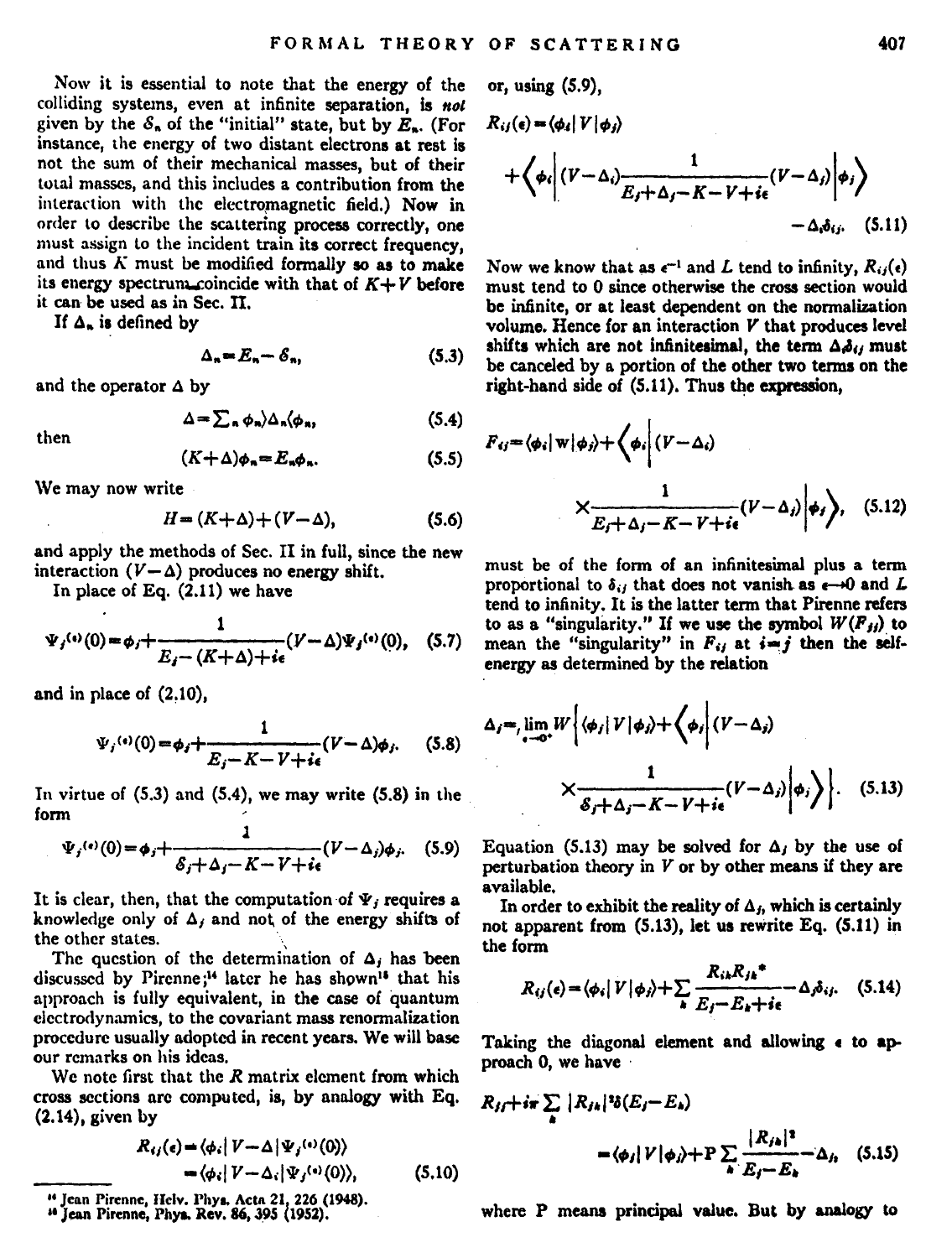Now it is essential to note that the energy of the colliding systems, even at infinite separation, is *not* given by the $\mathcal{E}_n$ of the "initial" state, but by $E_n$. (For instance, the energy of two distant electrons at rest is not the sum of their mechanical masses, but of their total masses, and this includes a contribution from the interaction with the electromagnetic field.) Now in order to describe the scattering process correctly, one must assign to the incident train its correct frequency, and thus $K$ must be modified formally so as to make its energy spectrum coincide with that of $K+V$ before it can be used as in Sec. II.

If $\Delta_n$ is defined by

$$\Delta_n = E_n - \mathcal{E}_n, \tag{5.3}$$

and the operator $\Delta$ by

$$\Delta = \sum_n \phi_n\rangle \Delta_n \langle \phi_n, \tag{5.4}$$

then

$$(K+\Delta)\phi_n = E_n \phi_n. \tag{5.5}$$

We may now write

$$H = (K+\Delta) + (V-\Delta), \tag{5.6}$$

and apply the methods of Sec. II in full, since the new interaction $(V-\Delta)$ produces no energy shift.

In place of Eq. (2.11) we have

$$\Psi_j^{(+)}(0) = \phi_j + \frac{1}{E_j - (K+\Delta) + i\epsilon}(V-\Delta)\Psi_j^{(+)}(0), \tag{5.7}$$

and in place of (2.10),

$$\Psi_j^{(+)}(0) = \phi_j + \frac{1}{E_j - K - V + i\epsilon}(V-\Delta)\phi_j. \tag{5.8}$$

In virtue of (5.3) and (5.4), we may write (5.8) in the form

$$\Psi_j^{(+)}(0) = \phi_j + \frac{1}{\mathcal{E}_j + \Delta_j - K - V + i\epsilon}(V-\Delta_j)\phi_j. \tag{5.9}$$

It is clear, then, that the computation of $\Psi_j$ requires a knowledge only of $\Delta_j$ and not of the energy shifts of the other states.

The question of the determination of $\Delta_j$ has been discussed by Pirenne;[14] later he has shown[15] that his approach is fully equivalent, in the case of quantum electrodynamics, to the covariant mass renormalization procedure usually adopted in recent years. We will base our remarks on his ideas.

We note first that the $R$ matrix element from which cross sections are computed, is, by analogy with Eq. (2.14), given by

$$\begin{aligned} R_{ij}(\epsilon) &= \langle \phi_i | V - \Delta | \Psi_j^{(+)}(0)\rangle \\ &= \langle \phi_i | V - \Delta_i | \Psi_j^{(+)}(0)\rangle, \end{aligned} \tag{5.10}$$

or, using (5.9),

$$R_{ij}(\epsilon) = \langle \phi_i | V | \phi_j \rangle + \left\langle \phi_i \middle| (V-\Delta_i)\frac{1}{E_j + \Delta_j - K - V + i\epsilon}(V-\Delta_j)\middle| \phi_j \right\rangle - \Delta_i \delta_{ij}. \tag{5.11}$$

Now we know that as $\epsilon^{-1}$ and $L$ tend to infinity, $R_{ij}(\epsilon)$ must tend to 0 since otherwise the cross section would be infinite, or at least dependent on the normalization volume. Hence for an interaction $V$ that produces level shifts which are not infinitesimal, the term $\Delta_i\delta_{ij}$ must be canceled by a portion of the other two terms on the right-hand side of (5.11). Thus the expression,

$$F_{ij} = \langle \phi_i | \mathrm{w} | \phi_j \rangle + \left\langle \phi_i \middle| (V-\Delta_i) \times \frac{1}{E_j + \Delta_j - K - V + i\epsilon}(V-\Delta_j)\middle| \phi_j \right\rangle, \tag{5.12}$$

must be of the form of an infinitesimal plus a term proportional to $\delta_{ij}$ that does not vanish as $\epsilon \to 0$ and $L$ tend to infinity. It is the latter term that Pirenne refers to as a "singularity." If we use the symbol $W(F_{jj})$ to mean the "singularity" in $F_{ij}$ at $i=j$ then the self-energy as determined by the relation

$$\Delta_j = \lim_{\epsilon \to 0^+} W\left\{ \langle \phi_j | V | \phi_j \rangle + \left\langle \phi_j \middle| (V-\Delta_j) \times \frac{1}{\mathcal{E}_j + \Delta_j - K - V + i\epsilon}(V-\Delta_j)\middle| \phi_j \right\rangle \right\}. \tag{5.13}$$

Equation (5.13) may be solved for $\Delta_j$ by the use of perturbation theory in $V$ or by other means if they are available.

In order to exhibit the reality of $\Delta_j$, which is certainly not apparent from (5.13), let us rewrite Eq. (5.11) in the form

$$R_{ij}(\epsilon) = \langle \phi_i | V | \phi_j \rangle + \sum_k \frac{R_{ik} R_{jk}^*}{E_j - E_k + i\epsilon} - \Delta_j \delta_{ij}. \tag{5.14}$$

Taking the diagonal element and allowing $\epsilon$ to approach 0, we have

$$R_{jj} + i\pi \sum_k |R_{jk}|^2 \delta(E_j - E_k) = \langle \phi_j | V | \phi_j \rangle + \mathrm{P}\sum_k \frac{|R_{jk}|^2}{E_j - E_k} - \Delta_j, \tag{5.15}$$

where P means principal value. But by analogy to

[14] Jean Pirenne, Helv. Phys. Acta 21, 226 (1948).
[15] Jean Pirenne, Phys. Rev. 86, 395 (1952).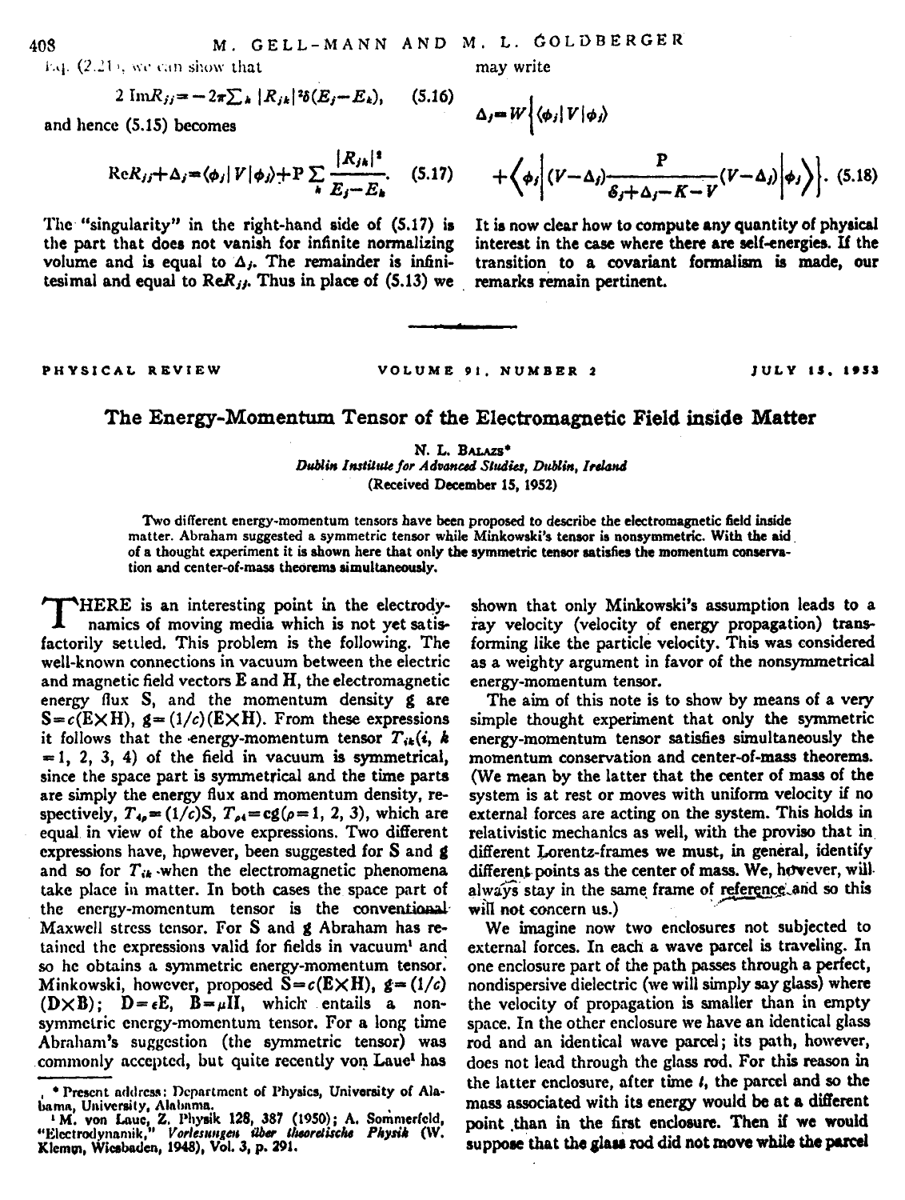Eq. (2.21), we can show that

$$2\,\mathrm{Im}R_{jj} = -2\pi\sum_k |R_{jk}|^2\delta(E_j - E_k), \quad (5.16)$$

and hence (5.15) becomes

$$\mathrm{Re}R_{jj} + \Delta_j = \langle\phi_j|V|\phi_j\rangle + \mathrm{P}\sum_k \frac{|R_{jk}|^2}{E_j - E_k}. \quad (5.17)$$

The "singularity" in the right-hand side of (5.17) is the part that does not vanish for infinite normalizing volume and is equal to $\Delta_j$. The remainder is infinitesimal and equal to $\mathrm{Re}R_{jj}$. Thus in place of (5.13) we may write

$$\Delta_j = W\left\{\langle\phi_j|V|\phi_j\rangle + \left\langle\phi_j\left|(V-\Delta_j)\frac{\mathrm{P}}{\mathcal{E}_j + \Delta_j - K - V}(V-\Delta_j)\right|\phi_j\right\rangle\right\}. \quad (5.18)$$

It is now clear how to compute any quantity of physical interest in the case where there are self-energies. If the transition to a covariant formalism is made, our remarks remain pertinent.

---

PHYSICAL REVIEW — VOLUME 91, NUMBER 2 — JULY 15, 1953

# The Energy-Momentum Tensor of the Electromagnetic Field inside Matter

N. L. Balazs*

*Dublin Institute for Advanced Studies, Dublin, Ireland*

(Received December 15, 1952)

Two different energy-momentum tensors have been proposed to describe the electromagnetic field inside matter. Abraham suggested a symmetric tensor while Minkowski's tensor is nonsymmetric. With the aid of a thought experiment it is shown here that only the symmetric tensor satisfies the momentum conservation and center-of-mass theorems simultaneously.

THERE is an interesting point in the electrodynamics of moving media which is not yet satisfactorily settled. This problem is the following. The well-known connections in vacuum between the electric and magnetic field vectors **E** and **H**, the electromagnetic energy flux **S**, and the momentum density **g** are $\mathbf{S}=c(\mathbf{E}\times\mathbf{H})$, $\mathbf{g}=(1/c)(\mathbf{E}\times\mathbf{H})$. From these expressions it follows that the energy-momentum tensor $T_{ik}$ ($i, k = 1, 2, 3, 4$) of the field in vacuum is symmetrical, since the space part is symmetrical and the time parts are simply the energy flux and momentum density, respectively, $T_{4\rho}=(1/c)S$, $T_{\rho 4}=cg$ ($\rho=1, 2, 3$), which are equal in view of the above expressions. Two different expressions have, however, been suggested for **S** and **g** and so for $T_{ik}$ when the electromagnetic phenomena take place in matter. In both cases the space part of the energy-momentum tensor is the conventional Maxwell stress tensor. For **S** and **g** Abraham has retained the expressions valid for fields in vacuum[1] and so he obtains a symmetric energy-momentum tensor. Minkowski, however, proposed $\mathbf{S}=c(\mathbf{E}\times\mathbf{H})$, $\mathbf{g}=(1/c)(\mathbf{D}\times\mathbf{B})$; $\mathbf{D}=\epsilon\mathbf{E}$, $\mathbf{B}=\mu\mathbf{H}$, which entails a nonsymmetric energy-momentum tensor. For a long time Abraham's suggestion (the symmetric tensor) was commonly accepted, but quite recently von Laue[1] has shown that only Minkowski's assumption leads to a ray velocity (velocity of energy propagation) transforming like the particle velocity. This was considered as a weighty argument in favor of the nonsymmetrical energy-momentum tensor.

The aim of this note is to show by means of a very simple thought experiment that only the symmetric energy-momentum tensor satisfies simultaneously the momentum conservation and center-of-mass theorems. (We mean by the latter that the center of mass of the system is at rest or moves with uniform velocity if no external forces are acting on the system. This holds in relativistic mechanics as well, with the proviso that in different Lorentz-frames we must, in general, identify different points as the center of mass. We, however, will always stay in the same frame of reference and so this will not concern us.)

We imagine now two enclosures not subjected to external forces. In each a wave parcel is traveling. In one enclosure part of the path passes through a perfect, nondispersive dielectric (we will simply say glass) where the velocity of propagation is smaller than in empty space. In the other enclosure we have an identical glass rod and an identical wave parcel; its path, however, does not lead through the glass rod. For this reason in the latter enclosure, after time $t$, the parcel and so the mass associated with its energy would be at a different point than in the first enclosure. Then if we would suppose that the glass rod did not move while the parcel

\* Present address: Department of Physics, University of Alabama, University, Alabama.

[1] M. von Laue, Z. Physik **128**, 387 (1950); A. Sommerfeld, "Electrodynamik," *Vorlesungen über theoretische Physik* (W. Klemm, Wiesbaden, 1948), Vol. 3, p. 291.